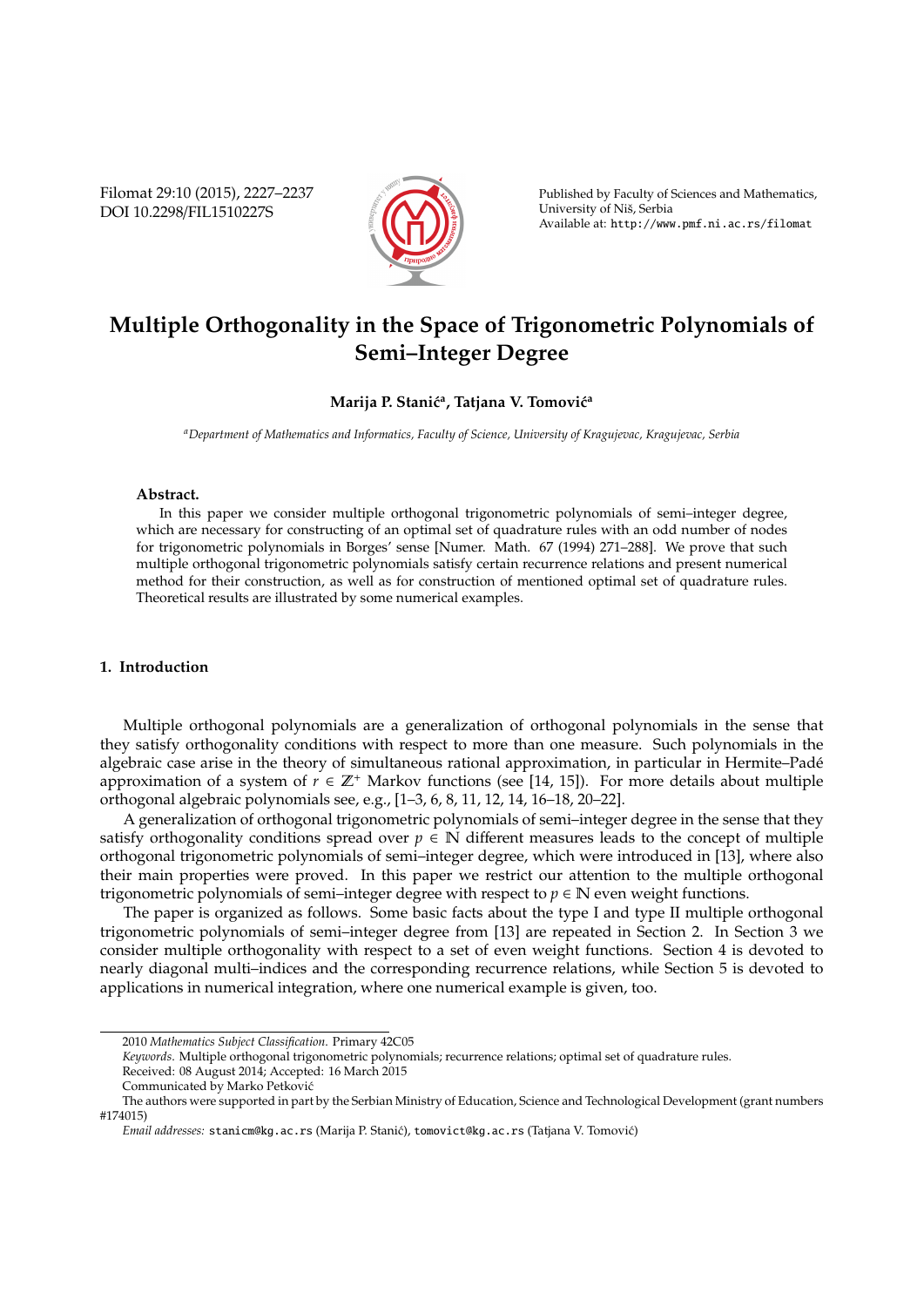# Multiple Orthogonality in the Space of Trigonometric Polynomials of Semi–Integer Degree

**Marija P. Stanić[a], Tatjana V. Tomović[a]**

[a]*Department of Mathematics and Informatics, Faculty of Science, University of Kragujevac, Kragujevac, Serbia*

**Abstract.** In this paper we consider multiple orthogonal trigonometric polynomials of semi–integer degree, which are necessary for constructing of an optimal set of quadrature rules with an odd number of nodes for trigonometric polynomials in Borges' sense [Numer. Math. 67 (1994) 271–288]. We prove that such multiple orthogonal trigonometric polynomials satisfy certain recurrence relations and present numerical method for their construction, as well as for construction of mentioned optimal set of quadrature rules. Theoretical results are illustrated by some numerical examples.

## 1. Introduction

Multiple orthogonal polynomials are a generalization of orthogonal polynomials in the sense that they satisfy orthogonality conditions with respect to more than one measure. Such polynomials in the algebraic case arise in the theory of simultaneous rational approximation, in particular in Hermite–Padé approximation of a system of $r \in \mathbb{Z}^+$ Markov functions (see [14, 15]). For more details about multiple orthogonal algebraic polynomials see, e.g., [1–3, 6, 8, 11, 12, 14, 16–18, 20–22].

A generalization of orthogonal trigonometric polynomials of semi–integer degree in the sense that they satisfy orthogonality conditions spread over $p \in \mathbb{N}$ different measures leads to the concept of multiple orthogonal trigonometric polynomials of semi–integer degree, which were introduced in [13], where also their main properties were proved. In this paper we restrict our attention to the multiple orthogonal trigonometric polynomials of semi–integer degree with respect to $p \in \mathbb{N}$ even weight functions.

The paper is organized as follows. Some basic facts about the type I and type II multiple orthogonal trigonometric polynomials of semi–integer degree from [13] are repeated in Section 2. In Section 3 we consider multiple orthogonality with respect to a set of even weight functions. Section 4 is devoted to nearly diagonal multi–indices and the corresponding recurrence relations, while Section 5 is devoted to applications in numerical integration, where one numerical example is given, too.

---

2010 *Mathematics Subject Classification*. Primary 42C05

*Keywords*. Multiple orthogonal trigonometric polynomials; recurrence relations; optimal set of quadrature rules.

Received: 08 August 2014; Accepted: 16 March 2015

Communicated by Marko Petković

The authors were supported in part by the Serbian Ministry of Education, Science and Technological Development (grant numbers #174015)

*Email addresses:* stanicm@kg.ac.rs (Marija P. Stanić), tomovict@kg.ac.rs (Tatjana V. Tomović)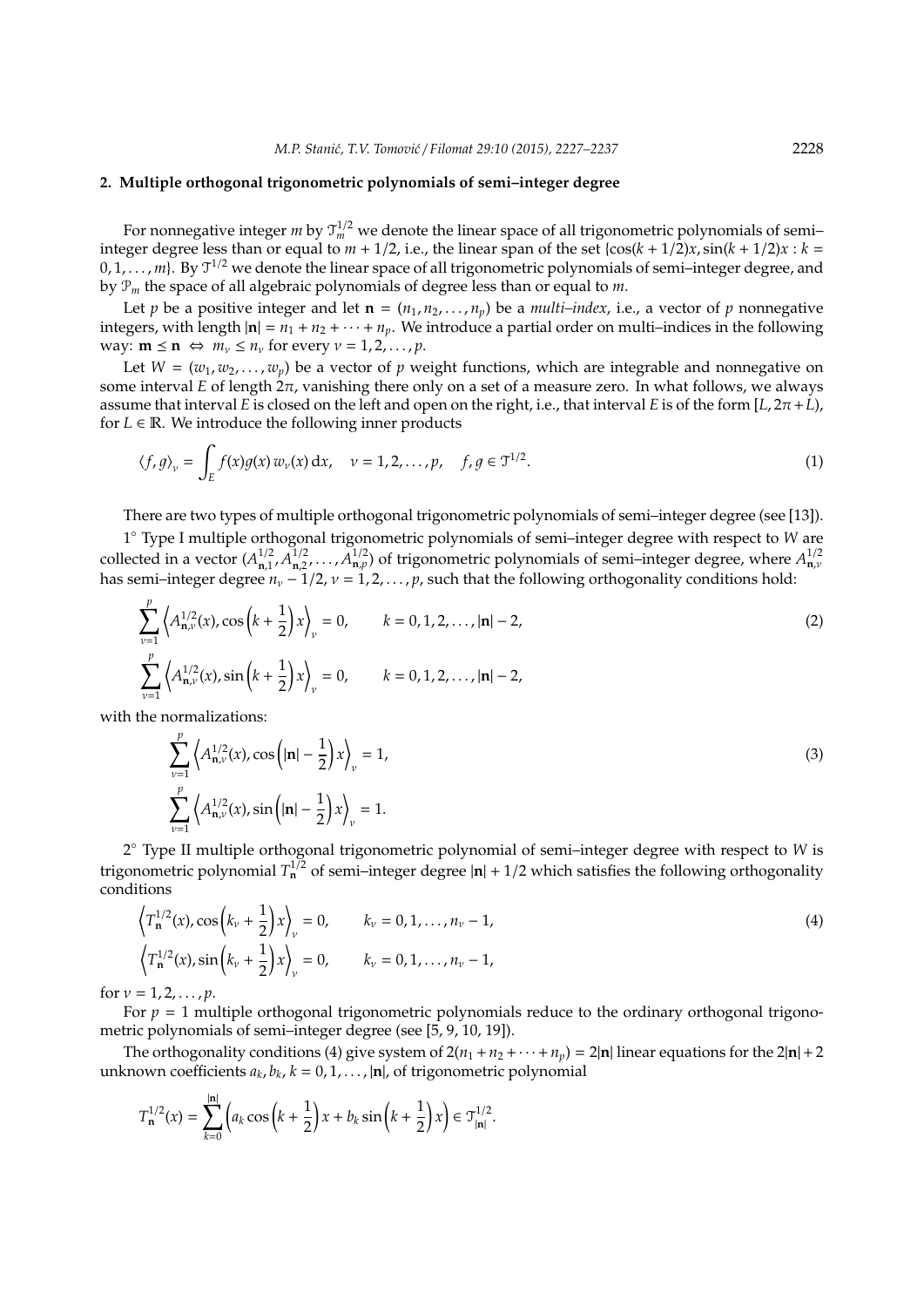## 2. Multiple orthogonal trigonometric polynomials of semi–integer degree

For nonnegative integer $m$ by $\mathcal{T}_m^{1/2}$ we denote the linear space of all trigonometric polynomials of semi–integer degree less than or equal to $m + 1/2$, i.e., the linear span of the set $\{\cos(k + 1/2)x, \sin(k + 1/2)x : k = 0, 1, \ldots, m\}$. By $\mathcal{T}^{1/2}$ we denote the linear space of all trigonometric polynomials of semi–integer degree, and by $\mathcal{P}_m$ the space of all algebraic polynomials of degree less than or equal to $m$.

Let $p$ be a positive integer and let $\mathbf{n} = (n_1, n_2, \ldots, n_p)$ be a *multi–index*, i.e., a vector of $p$ nonnegative integers, with length $|\mathbf{n}| = n_1 + n_2 + \cdots + n_p$. We introduce a partial order on multi–indices in the following way: $\mathbf{m} \preceq \mathbf{n} \Leftrightarrow m_\nu \leq n_\nu$ for every $\nu = 1, 2, \ldots, p$.

Let $W = (w_1, w_2, \ldots, w_p)$ be a vector of $p$ weight functions, which are integrable and nonnegative on some interval $E$ of length $2\pi$, vanishing there only on a set of a measure zero. In what follows, we always assume that interval $E$ is closed on the left and open on the right, i.e., that interval $E$ is of the form $[L, 2\pi + L)$, for $L \in \mathbb{R}$. We introduce the following inner products

$$\langle f, g \rangle_\nu = \int_E f(x) g(x)\, w_\nu(x)\, \mathrm{d}x, \quad \nu = 1, 2, \ldots, p, \quad f, g \in \mathcal{T}^{1/2}. \tag{1}$$

There are two types of multiple orthogonal trigonometric polynomials of semi–integer degree (see [13]).

1° Type I multiple orthogonal trigonometric polynomials of semi–integer degree with respect to $W$ are collected in a vector $(A_{\mathbf{n},1}^{1/2}, A_{\mathbf{n},2}^{1/2}, \ldots, A_{\mathbf{n},p}^{1/2})$ of trigonometric polynomials of semi–integer degree, where $A_{\mathbf{n},\nu}^{1/2}$ has semi–integer degree $n_\nu - 1/2$, $\nu = 1, 2, \ldots, p$, such that the following orthogonality conditions hold:

$$\begin{aligned}
&\sum_{\nu=1}^{p} \left\langle A_{\mathbf{n},\nu}^{1/2}(x), \cos\left(k + \frac{1}{2}\right)x \right\rangle_\nu = 0, \qquad k = 0, 1, 2, \ldots, |\mathbf{n}| - 2, \\
&\sum_{\nu=1}^{p} \left\langle A_{\mathbf{n},\nu}^{1/2}(x), \sin\left(k + \frac{1}{2}\right)x \right\rangle_\nu = 0, \qquad k = 0, 1, 2, \ldots, |\mathbf{n}| - 2,
\end{aligned} \tag{2}$$

with the normalizations:

$$\begin{aligned}
&\sum_{\nu=1}^{p} \left\langle A_{\mathbf{n},\nu}^{1/2}(x), \cos\left(|\mathbf{n}| - \frac{1}{2}\right)x \right\rangle_\nu = 1, \\
&\sum_{\nu=1}^{p} \left\langle A_{\mathbf{n},\nu}^{1/2}(x), \sin\left(|\mathbf{n}| - \frac{1}{2}\right)x \right\rangle_\nu = 1.
\end{aligned} \tag{3}$$

2° Type II multiple orthogonal trigonometric polynomial of semi–integer degree with respect to $W$ is trigonometric polynomial $T_{\mathbf{n}}^{1/2}$ of semi–integer degree $|\mathbf{n}| + 1/2$ which satisfies the following orthogonality conditions

$$\begin{aligned}
&\left\langle T_{\mathbf{n}}^{1/2}(x), \cos\left(k_\nu + \frac{1}{2}\right)x \right\rangle_\nu = 0, \qquad k_\nu = 0, 1, \ldots, n_\nu - 1, \\
&\left\langle T_{\mathbf{n}}^{1/2}(x), \sin\left(k_\nu + \frac{1}{2}\right)x \right\rangle_\nu = 0, \qquad k_\nu = 0, 1, \ldots, n_\nu - 1,
\end{aligned} \tag{4}$$

for $\nu = 1, 2, \ldots, p$.

For $p = 1$ multiple orthogonal trigonometric polynomials reduce to the ordinary orthogonal trigonometric polynomials of semi–integer degree (see [5, 9, 10, 19]).

The orthogonality conditions (4) give system of $2(n_1 + n_2 + \cdots + n_p) = 2|\mathbf{n}|$ linear equations for the $2|\mathbf{n}| + 2$ unknown coefficients $a_k, b_k$, $k = 0, 1, \ldots, |\mathbf{n}|$, of trigonometric polynomial

$$T_{\mathbf{n}}^{1/2}(x) = \sum_{k=0}^{|\mathbf{n}|} \left( a_k \cos\left(k + \frac{1}{2}\right)x + b_k \sin\left(k + \frac{1}{2}\right)x \right) \in \mathcal{T}_{|\mathbf{n}|}^{1/2}.$$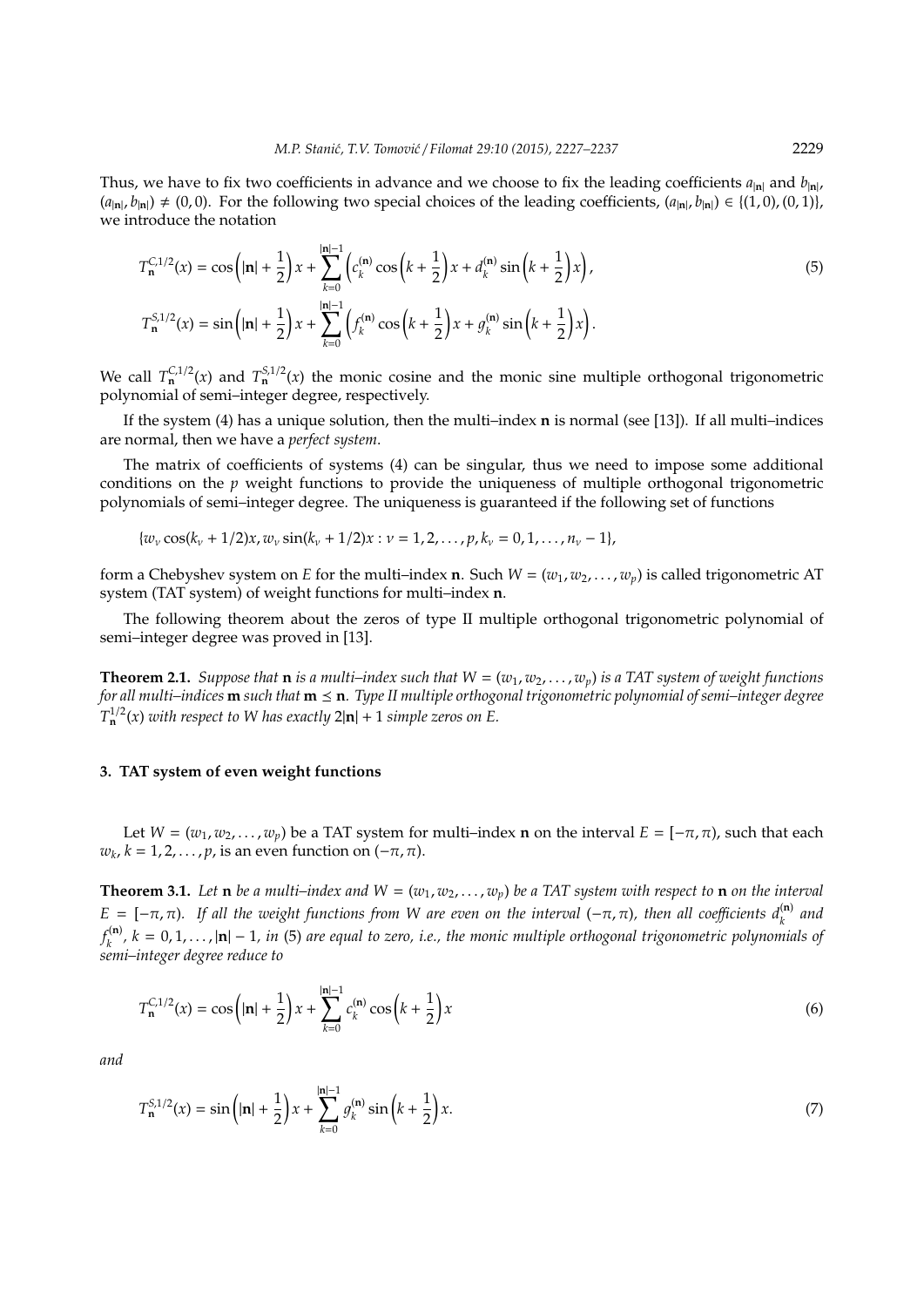Thus, we have to fix two coefficients in advance and we choose to fix the leading coefficients $a_{|\mathbf{n}|}$ and $b_{|\mathbf{n}|}$, $(a_{|\mathbf{n}|}, b_{|\mathbf{n}|}) \neq (0, 0)$. For the following two special choices of the leading coefficients, $(a_{|\mathbf{n}|}, b_{|\mathbf{n}|}) \in \{(1, 0), (0, 1)\}$, we introduce the notation

$$
\begin{aligned}
T_{\mathbf{n}}^{C,1/2}(x) &= \cos\left(|\mathbf{n}| + \frac{1}{2}\right)x + \sum_{k=0}^{|\mathbf{n}|-1}\left(c_k^{(\mathbf{n})}\cos\left(k + \frac{1}{2}\right)x + d_k^{(\mathbf{n})}\sin\left(k + \frac{1}{2}\right)x\right), \\
T_{\mathbf{n}}^{S,1/2}(x) &= \sin\left(|\mathbf{n}| + \frac{1}{2}\right)x + \sum_{k=0}^{|\mathbf{n}|-1}\left(f_k^{(\mathbf{n})}\cos\left(k + \frac{1}{2}\right)x + g_k^{(\mathbf{n})}\sin\left(k + \frac{1}{2}\right)x\right).
\end{aligned} \tag{5}
$$

We call $T_{\mathbf{n}}^{C,1/2}(x)$ and $T_{\mathbf{n}}^{S,1/2}(x)$ the monic cosine and the monic sine multiple orthogonal trigonometric polynomial of semi–integer degree, respectively.

If the system (4) has a unique solution, then the multi–index $\mathbf{n}$ is normal (see [13]). If all multi–indices are normal, then we have a *perfect system*.

The matrix of coefficients of systems (4) can be singular, thus we need to impose some additional conditions on the $p$ weight functions to provide the uniqueness of multiple orthogonal trigonometric polynomials of semi–integer degree. The uniqueness is guaranteed if the following set of functions

$$\{w_\nu \cos(k_\nu + 1/2)x, w_\nu \sin(k_\nu + 1/2)x : \nu = 1, 2, \ldots, p, k_\nu = 0, 1, \ldots, n_\nu - 1\},$$

form a Chebyshev system on $E$ for the multi–index $\mathbf{n}$. Such $W = (w_1, w_2, \ldots, w_p)$ is called trigonometric AT system (TAT system) of weight functions for multi–index $\mathbf{n}$.

The following theorem about the zeros of type II multiple orthogonal trigonometric polynomial of semi–integer degree was proved in [13].

**Theorem 2.1.** *Suppose that $\mathbf{n}$ is a multi–index such that $W = (w_1, w_2, \ldots, w_p)$ is a TAT system of weight functions for all multi–indices $\mathbf{m}$ such that $\mathbf{m} \preceq \mathbf{n}$. Type II multiple orthogonal trigonometric polynomial of semi–integer degree $T_{\mathbf{n}}^{1/2}(x)$ with respect to $W$ has exactly $2|\mathbf{n}| + 1$ simple zeros on $E$.*

## 3. TAT system of even weight functions

Let $W = (w_1, w_2, \ldots, w_p)$ be a TAT system for multi–index $\mathbf{n}$ on the interval $E = [-\pi, \pi)$, such that each $w_k$, $k = 1, 2, \ldots, p$, is an even function on $(-\pi, \pi)$.

**Theorem 3.1.** *Let $\mathbf{n}$ be a multi–index and $W = (w_1, w_2, \ldots, w_p)$ be a TAT system with respect to $\mathbf{n}$ on the interval $E = [-\pi, \pi)$. If all the weight functions from $W$ are even on the interval $(-\pi, \pi)$, then all coefficients $d_k^{(\mathbf{n})}$ and $f_k^{(\mathbf{n})}$, $k = 0, 1, \ldots, |\mathbf{n}| - 1$, in (5) are equal to zero, i.e., the monic multiple orthogonal trigonometric polynomials of semi–integer degree reduce to*

$$T_{\mathbf{n}}^{C,1/2}(x) = \cos\left(|\mathbf{n}| + \frac{1}{2}\right)x + \sum_{k=0}^{|\mathbf{n}|-1} c_k^{(\mathbf{n})}\cos\left(k + \frac{1}{2}\right)x \tag{6}$$

*and*

$$T_{\mathbf{n}}^{S,1/2}(x) = \sin\left(|\mathbf{n}| + \frac{1}{2}\right)x + \sum_{k=0}^{|\mathbf{n}|-1} g_k^{(\mathbf{n})}\sin\left(k + \frac{1}{2}\right)x. \tag{7}$$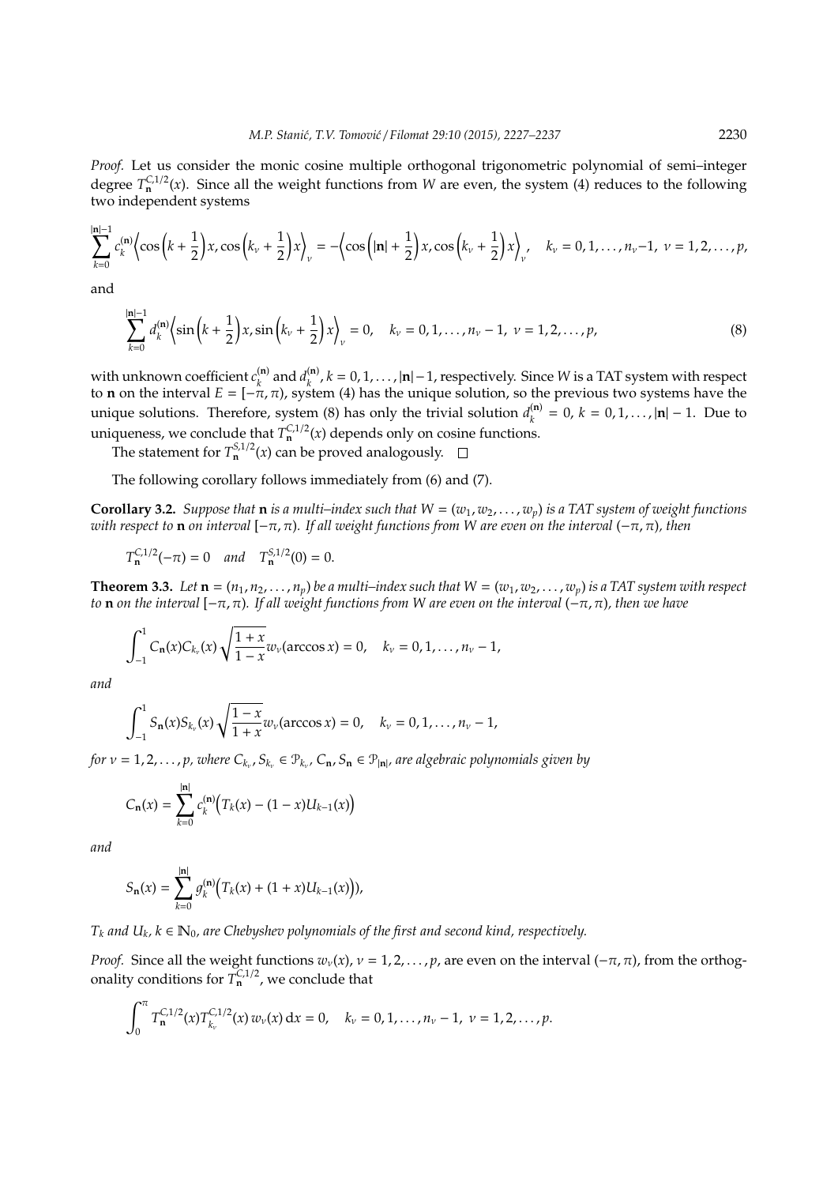*Proof.* Let us consider the monic cosine multiple orthogonal trigonometric polynomial of semi–integer degree $T_{\mathbf{n}}^{C,1/2}(x)$. Since all the weight functions from $W$ are even, the system (4) reduces to the following two independent systems

$$\sum_{k=0}^{|\mathbf{n}|-1} c_k^{(\mathbf{n})} \Big\langle \cos\Big(k+\frac{1}{2}\Big)x, \cos\Big(k_\nu+\frac{1}{2}\Big)x \Big\rangle_\nu = -\Big\langle \cos\Big(|\mathbf{n}|+\frac{1}{2}\Big)x, \cos\Big(k_\nu+\frac{1}{2}\Big)x \Big\rangle_\nu, \quad k_\nu = 0,1,\ldots,n_\nu-1,\ \nu=1,2,\ldots,p,$$

and

$$\sum_{k=0}^{|\mathbf{n}|-1} d_k^{(\mathbf{n})} \Big\langle \sin\Big(k+\frac{1}{2}\Big)x, \sin\Big(k_\nu+\frac{1}{2}\Big)x \Big\rangle_\nu = 0, \quad k_\nu = 0,1,\ldots,n_\nu-1,\ \nu=1,2,\ldots,p, \tag{8}$$

with unknown coefficient $c_k^{(\mathbf{n})}$ and $d_k^{(\mathbf{n})}$, $k = 0,1,\ldots,|\mathbf{n}|-1$, respectively. Since $W$ is a TAT system with respect to $\mathbf{n}$ on the interval $E = [-\pi,\pi)$, system (4) has the unique solution, so the previous two systems have the unique solutions. Therefore, system (8) has only the trivial solution $d_k^{(\mathbf{n})} = 0$, $k = 0,1,\ldots,|\mathbf{n}|-1$. Due to uniqueness, we conclude that $T_{\mathbf{n}}^{C,1/2}(x)$ depends only on cosine functions.

The statement for $T_{\mathbf{n}}^{S,1/2}(x)$ can be proved analogously. □

The following corollary follows immediately from (6) and (7).

**Corollary 3.2.** *Suppose that $\mathbf{n}$ is a multi–index such that $W = (w_1, w_2, \ldots, w_p)$ is a TAT system of weight functions with respect to $\mathbf{n}$ on interval $[-\pi,\pi)$. If all weight functions from $W$ are even on the interval $(-\pi,\pi)$, then*

$$T_{\mathbf{n}}^{C,1/2}(-\pi) = 0 \quad \text{and} \quad T_{\mathbf{n}}^{S,1/2}(0) = 0.$$

**Theorem 3.3.** *Let $\mathbf{n} = (n_1, n_2, \ldots, n_p)$ be a multi–index such that $W = (w_1, w_2, \ldots, w_p)$ is a TAT system with respect to $\mathbf{n}$ on the interval $[-\pi,\pi)$. If all weight functions from $W$ are even on the interval $(-\pi,\pi)$, then we have*

$$\int_{-1}^{1} C_{\mathbf{n}}(x) C_{k_\nu}(x) \sqrt{\frac{1+x}{1-x}}\, w_\nu(\arccos x) = 0, \quad k_\nu = 0,1,\ldots,n_\nu-1,$$

*and*

$$\int_{-1}^{1} S_{\mathbf{n}}(x) S_{k_\nu}(x) \sqrt{\frac{1-x}{1+x}}\, w_\nu(\arccos x) = 0, \quad k_\nu = 0,1,\ldots,n_\nu-1,$$

*for $\nu = 1,2,\ldots,p$, where $C_{k_\nu}, S_{k_\nu} \in \mathcal{P}_{k_\nu}$, $C_{\mathbf{n}}, S_{\mathbf{n}} \in \mathcal{P}_{|\mathbf{n}|}$, are algebraic polynomials given by*

$$C_{\mathbf{n}}(x) = \sum_{k=0}^{|\mathbf{n}|} c_k^{(\mathbf{n})} \Big( T_k(x) - (1-x)U_{k-1}(x) \Big)$$

*and*

$$S_{\mathbf{n}}(x) = \sum_{k=0}^{|\mathbf{n}|} g_k^{(\mathbf{n})} \Big( T_k(x) + (1+x)U_{k-1}(x) \Big)),$$

*$T_k$ and $U_k$, $k \in \mathbb{N}_0$, are Chebyshev polynomials of the first and second kind, respectively.*

*Proof.* Since all the weight functions $w_\nu(x)$, $\nu = 1,2,\ldots,p$, are even on the interval $(-\pi,\pi)$, from the orthogonality conditions for $T_{\mathbf{n}}^{C,1/2}$, we conclude that

$$\int_0^{\pi} T_{\mathbf{n}}^{C,1/2}(x) T_{k_\nu}^{C,1/2}(x)\, w_\nu(x)\, \mathrm{d}x = 0, \quad k_\nu = 0,1,\ldots,n_\nu-1,\ \nu = 1,2,\ldots,p.$$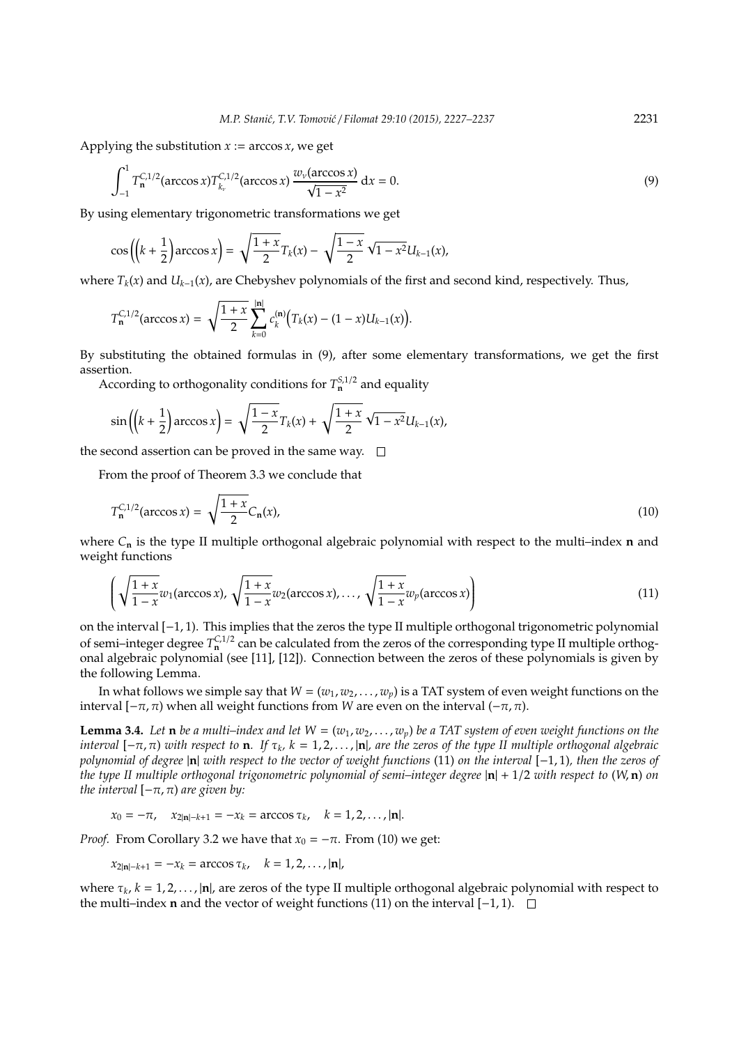Applying the substitution $x := \arccos x$, we get

$$\int_{-1}^{1} T_{\mathbf{n}}^{C,1/2}(\arccos x) T_{k_\nu}^{C,1/2}(\arccos x) \frac{w_\nu(\arccos x)}{\sqrt{1-x^2}} \,\mathrm{d}x = 0. \tag{9}$$

By using elementary trigonometric transformations we get

$$\cos\left(\left(k+\frac{1}{2}\right)\arccos x\right) = \sqrt{\frac{1+x}{2}}\, T_k(x) - \sqrt{\frac{1-x}{2}}\,\sqrt{1-x^2}\, U_{k-1}(x),$$

where $T_k(x)$ and $U_{k-1}(x)$, are Chebyshev polynomials of the first and second kind, respectively. Thus,

$$T_{\mathbf{n}}^{C,1/2}(\arccos x) = \sqrt{\frac{1+x}{2}} \sum_{k=0}^{|\mathbf{n}|} c_k^{(\mathbf{n})} \Big( T_k(x) - (1-x) U_{k-1}(x) \Big).$$

By substituting the obtained formulas in (9), after some elementary transformations, we get the first assertion.

According to orthogonality conditions for $T_{\mathbf{n}}^{S,1/2}$ and equality

$$\sin\left(\left(k+\frac{1}{2}\right)\arccos x\right) = \sqrt{\frac{1-x}{2}}\, T_k(x) + \sqrt{\frac{1+x}{2}}\,\sqrt{1-x^2}\, U_{k-1}(x),$$

the second assertion can be proved in the same way. □

From the proof of Theorem 3.3 we conclude that

$$T_{\mathbf{n}}^{C,1/2}(\arccos x) = \sqrt{\frac{1+x}{2}}\, C_{\mathbf{n}}(x), \tag{10}$$

where $C_{\mathbf{n}}$ is the type II multiple orthogonal algebraic polynomial with respect to the multi–index $\mathbf{n}$ and weight functions

$$\left( \sqrt{\frac{1+x}{1-x}}\, w_1(\arccos x), \sqrt{\frac{1+x}{1-x}}\, w_2(\arccos x), \ldots, \sqrt{\frac{1+x}{1-x}}\, w_p(\arccos x) \right) \tag{11}$$

on the interval $[-1, 1)$. This implies that the zeros the type II multiple orthogonal trigonometric polynomial of semi–integer degree $T_{\mathbf{n}}^{C,1/2}$ can be calculated from the zeros of the corresponding type II multiple orthogonal algebraic polynomial (see [11], [12]). Connection between the zeros of these polynomials is given by the following Lemma.

In what follows we simple say that $W = (w_1, w_2, \ldots, w_p)$ is a TAT system of even weight functions on the interval $[-\pi, \pi)$ when all weight functions from $W$ are even on the interval $(-\pi, \pi)$.

**Lemma 3.4.** *Let* $\mathbf{n}$ *be a multi–index and let* $W = (w_1, w_2, \ldots, w_p)$ *be a TAT system of even weight functions on the interval* $[-\pi, \pi)$ *with respect to* $\mathbf{n}$*. If* $\tau_k$*,* $k = 1, 2, \ldots, |\mathbf{n}|$*, are the zeros of the type II multiple orthogonal algebraic polynomial of degree* $|\mathbf{n}|$ *with respect to the vector of weight functions* (11) *on the interval* $[-1, 1)$*, then the zeros of the type II multiple orthogonal trigonometric polynomial of semi–integer degree* $|\mathbf{n}| + 1/2$ *with respect to* $(W, \mathbf{n})$ *on the interval* $[-\pi, \pi)$ *are given by:*

$$x_0 = -\pi, \quad x_{2|\mathbf{n}|-k+1} = -x_k = \arccos \tau_k, \quad k = 1, 2, \ldots, |\mathbf{n}|.$$

*Proof.* From Corollary 3.2 we have that $x_0 = -\pi$. From (10) we get:

$$x_{2|\mathbf{n}|-k+1} = -x_k = \arccos \tau_k, \quad k = 1, 2, \ldots, |\mathbf{n}|,$$

where $\tau_k$, $k = 1, 2, \ldots, |\mathbf{n}|$, are zeros of the type II multiple orthogonal algebraic polynomial with respect to the multi–index $\mathbf{n}$ and the vector of weight functions (11) on the interval $[-1, 1)$. □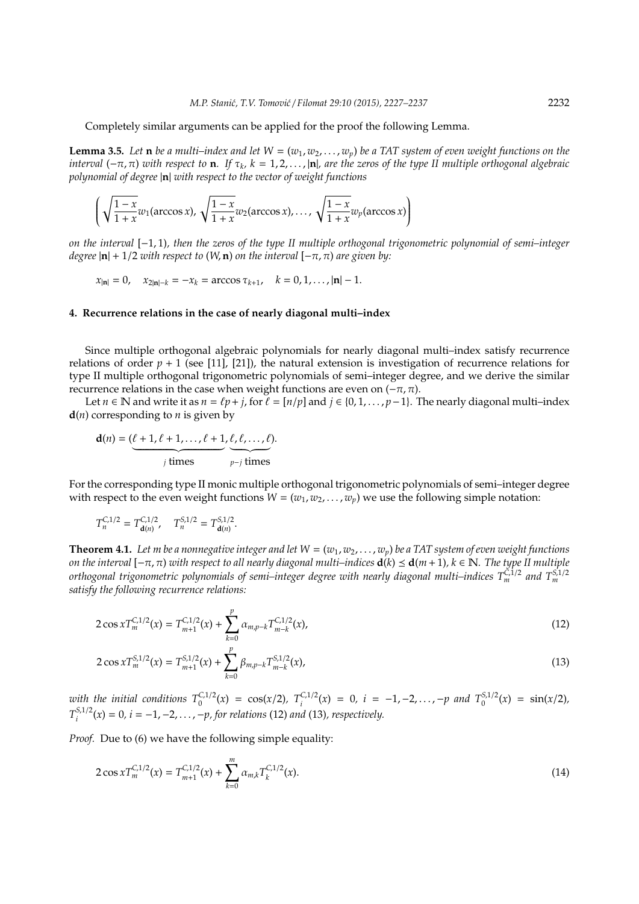Completely similar arguments can be applied for the proof the following Lemma.

**Lemma 3.5.** *Let* $\mathbf{n}$ *be a multi–index and let* $W = (w_1, w_2, \ldots, w_p)$ *be a TAT system of even weight functions on the interval* $(-\pi, \pi)$ *with respect to* $\mathbf{n}$*. If* $\tau_k$*,* $k = 1, 2, \ldots, |\mathbf{n}|$*, are the zeros of the type II multiple orthogonal algebraic polynomial of degree* $|\mathbf{n}|$ *with respect to the vector of weight functions*

$$\left( \sqrt{\frac{1-x}{1+x}} w_1(\arccos x), \sqrt{\frac{1-x}{1+x}} w_2(\arccos x), \ldots, \sqrt{\frac{1-x}{1+x}} w_p(\arccos x) \right)$$

*on the interval* $[-1, 1)$*, then the zeros of the type II multiple orthogonal trigonometric polynomial of semi–integer degree* $|\mathbf{n}| + 1/2$ *with respect to* $(W, \mathbf{n})$ *on the interval* $[-\pi, \pi)$ *are given by:*

$$x_{|\mathbf{n}|} = 0, \quad x_{2|\mathbf{n}|-k} = -x_k = \arccos \tau_{k+1}, \quad k = 0, 1, \ldots, |\mathbf{n}| - 1.$$

## 4. Recurrence relations in the case of nearly diagonal multi–index

Since multiple orthogonal algebraic polynomials for nearly diagonal multi–index satisfy recurrence relations of order $p + 1$ (see [11], [21]), the natural extension is investigation of recurrence relations for type II multiple orthogonal trigonometric polynomials of semi–integer degree, and we derive the similar recurrence relations in the case when weight functions are even on $(-\pi, \pi)$.

Let $n \in \mathbb{N}$ and write it as $n = \ell p + j$, for $\ell = [n/p]$ and $j \in \{0, 1, \ldots, p-1\}$. The nearly diagonal multi–index $\mathbf{d}(n)$ corresponding to $n$ is given by

$$\mathbf{d}(n) = (\underbrace{\ell + 1, \ell + 1, \ldots, \ell + 1}_{j \text{ times}}, \underbrace{\ell, \ell, \ldots, \ell}_{p-j \text{ times}}).$$

For the corresponding type II monic multiple orthogonal trigonometric polynomials of semi–integer degree with respect to the even weight functions $W = (w_1, w_2, \ldots, w_p)$ we use the following simple notation:

$$T_n^{C,1/2} = T_{\mathbf{d}(n)}^{C,1/2}, \quad T_n^{S,1/2} = T_{\mathbf{d}(n)}^{S,1/2}.$$

**Theorem 4.1.** *Let* $m$ *be a nonnegative integer and let* $W = (w_1, w_2, \ldots, w_p)$ *be a TAT system of even weight functions on the interval* $[-\pi, \pi)$ *with respect to all nearly diagonal multi–indices* $\mathbf{d}(k) \preceq \mathbf{d}(m+1)$*,* $k \in \mathbb{N}$*. The type II multiple orthogonal trigonometric polynomials of semi–integer degree with nearly diagonal multi–indices* $T_m^{C,1/2}$ *and* $T_m^{S,1/2}$ *satisfy the following recurrence relations:*

$$2\cos x T_m^{C,1/2}(x) = T_{m+1}^{C,1/2}(x) + \sum_{k=0}^{p} \alpha_{m,p-k} T_{m-k}^{C,1/2}(x), \tag{12}$$

$$2\cos x T_m^{S,1/2}(x) = T_{m+1}^{S,1/2}(x) + \sum_{k=0}^{p} \beta_{m,p-k} T_{m-k}^{S,1/2}(x), \tag{13}$$

*with the initial conditions* $T_0^{C,1/2}(x) = \cos(x/2)$*,* $T_i^{C,1/2}(x) = 0$*,* $i = -1, -2, \ldots, -p$ *and* $T_0^{S,1/2}(x) = \sin(x/2)$*,* $T_i^{S,1/2}(x) = 0$*,* $i = -1, -2, \ldots, -p$*, for relations* (12) *and* (13)*, respectively.*

*Proof.* Due to (6) we have the following simple equality:

$$2\cos x T_m^{C,1/2}(x) = T_{m+1}^{C,1/2}(x) + \sum_{k=0}^{m} \alpha_{m,k} T_k^{C,1/2}(x). \tag{14}$$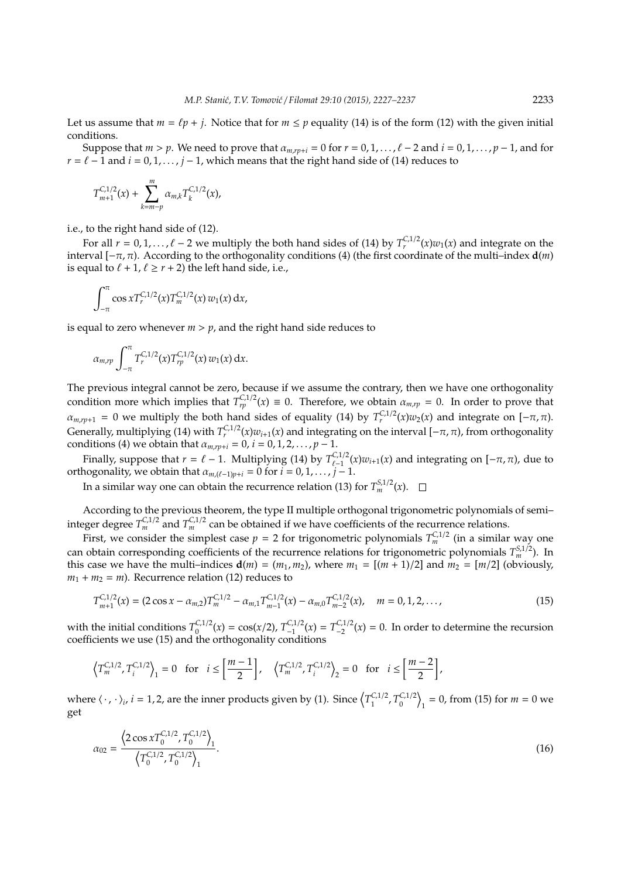Let us assume that $m = \ell p + j$. Notice that for $m \leq p$ equality (14) is of the form (12) with the given initial conditions.

Suppose that $m > p$. We need to prove that $\alpha_{m,rp+i} = 0$ for $r = 0, 1, \ldots, \ell - 2$ and $i = 0, 1, \ldots, p-1$, and for $r = \ell - 1$ and $i = 0, 1, \ldots, j-1$, which means that the right hand side of (14) reduces to

$$T_{m+1}^{C,1/2}(x) + \sum_{k=m-p}^{m} \alpha_{m,k} T_k^{C,1/2}(x),$$

i.e., to the right hand side of (12).

For all $r = 0, 1, \ldots, \ell - 2$ we multiply the both hand sides of (14) by $T_r^{C,1/2}(x) w_1(x)$ and integrate on the interval $[-\pi, \pi)$. According to the orthogonality conditions (4) (the first coordinate of the multi–index $\mathbf{d}(m)$ is equal to $\ell + 1$, $\ell \geq r + 2$) the left hand side, i.e.,

$$\int_{-\pi}^{\pi} \cos x T_r^{C,1/2}(x) T_m^{C,1/2}(x)\, w_1(x)\, \mathrm{d}x,$$

is equal to zero whenever $m > p$, and the right hand side reduces to

$$\alpha_{m,rp} \int_{-\pi}^{\pi} T_r^{C,1/2}(x) T_{rp}^{C,1/2}(x)\, w_1(x)\, \mathrm{d}x.$$

The previous integral cannot be zero, because if we assume the contrary, then we have one orthogonality condition more which implies that $T_{rp}^{C,1/2}(x) \equiv 0$. Therefore, we obtain $\alpha_{m,rp} = 0$. In order to prove that $\alpha_{m,rp+1} = 0$ we multiply the both hand sides of equality (14) by $T_r^{C,1/2}(x) w_2(x)$ and integrate on $[-\pi, \pi)$. Generally, multiplying (14) with $T_r^{C,1/2}(x) w_{i+1}(x)$ and integrating on the interval $[-\pi, \pi)$, from orthogonality conditions (4) we obtain that $\alpha_{m,rp+i} = 0$, $i = 0, 1, 2, \ldots, p-1$.

Finally, suppose that $r = \ell - 1$. Multiplying (14) by $T_{\ell-1}^{C,1/2}(x) w_{i+1}(x)$ and integrating on $[-\pi, \pi)$, due to orthogonality, we obtain that $\alpha_{m,(\ell-1)p+i} = 0$ for $i = 0, 1, \ldots, j-1$.

In a similar way one can obtain the recurrence relation (13) for $T_m^{S,1/2}(x)$. $\square$

According to the previous theorem, the type II multiple orthogonal trigonometric polynomials of semi–integer degree $T_m^{C,1/2}$ and $T_m^{C,1/2}$ can be obtained if we have coefficients of the recurrence relations.

First, we consider the simplest case $p = 2$ for trigonometric polynomials $T_m^{C,1/2}$ (in a similar way one can obtain corresponding coefficients of the recurrence relations for trigonometric polynomials $T_m^{S,1/2}$). In this case we have the multi–indices $\mathbf{d}(m) = (m_1, m_2)$, where $m_1 = [(m+1)/2]$ and $m_2 = [m/2]$ (obviously, $m_1 + m_2 = m$). Recurrence relation (12) reduces to

$$T_{m+1}^{C,1/2}(x) = (2\cos x - \alpha_{m,2}) T_m^{C,1/2} - \alpha_{m,1} T_{m-1}^{C,1/2}(x) - \alpha_{m,0} T_{m-2}^{C,1/2}(x), \quad m = 0, 1, 2, \ldots, \tag{15}$$

with the initial conditions $T_0^{C,1/2}(x) = \cos(x/2)$, $T_{-1}^{C,1/2}(x) = T_{-2}^{C,1/2}(x) = 0$. In order to determine the recursion coefficients we use (15) and the orthogonality conditions

$$\left\langle T_m^{C,1/2}, T_i^{C,1/2} \right\rangle_1 = 0 \quad \text{for} \quad i \leq \left[\frac{m-1}{2}\right], \quad \left\langle T_m^{C,1/2}, T_i^{C,1/2} \right\rangle_2 = 0 \quad \text{for} \quad i \leq \left[\frac{m-2}{2}\right],$$

where $\langle \cdot, \cdot \rangle_i$, $i = 1, 2$, are the inner products given by (1). Since $\left\langle T_1^{C,1/2}, T_0^{C,1/2} \right\rangle_1 = 0$, from (15) for $m = 0$ we get

$$\alpha_{02} = \frac{\left\langle 2\cos x T_0^{C,1/2}, T_0^{C,1/2} \right\rangle_1}{\left\langle T_0^{C,1/2}, T_0^{C,1/2} \right\rangle_1}. \tag{16}$$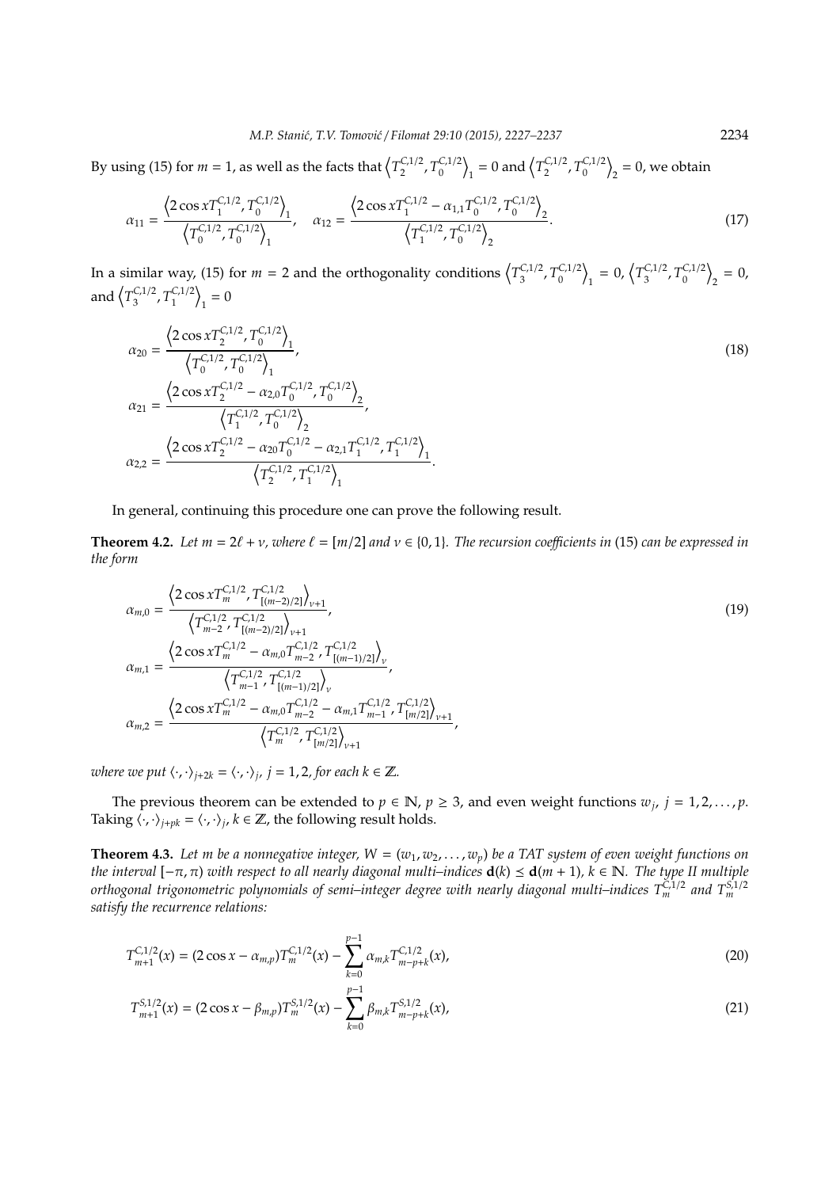By using (15) for $m = 1$, as well as the facts that $\left\langle T_2^{C,1/2}, T_0^{C,1/2} \right\rangle_1 = 0$ and $\left\langle T_2^{C,1/2}, T_0^{C,1/2} \right\rangle_2 = 0$, we obtain

$$\alpha_{11} = \frac{\left\langle 2\cos x T_1^{C,1/2}, T_0^{C,1/2} \right\rangle_1}{\left\langle T_0^{C,1/2}, T_0^{C,1/2} \right\rangle_1}, \quad \alpha_{12} = \frac{\left\langle 2\cos x T_1^{C,1/2} - \alpha_{1,1} T_0^{C,1/2}, T_0^{C,1/2} \right\rangle_2}{\left\langle T_1^{C,1/2}, T_0^{C,1/2} \right\rangle_2}. \tag{17}$$

In a similar way, (15) for $m = 2$ and the orthogonality conditions $\left\langle T_3^{C,1/2}, T_0^{C,1/2} \right\rangle_1 = 0$, $\left\langle T_3^{C,1/2}, T_0^{C,1/2} \right\rangle_2 = 0$, and $\left\langle T_3^{C,1/2}, T_1^{C,1/2} \right\rangle_1 = 0$

$$\begin{aligned}
\alpha_{20} &= \frac{\left\langle 2\cos x T_2^{C,1/2}, T_0^{C,1/2} \right\rangle_1}{\left\langle T_0^{C,1/2}, T_0^{C,1/2} \right\rangle_1}, \\
\alpha_{21} &= \frac{\left\langle 2\cos x T_2^{C,1/2} - \alpha_{2,0} T_0^{C,1/2}, T_0^{C,1/2} \right\rangle_2}{\left\langle T_1^{C,1/2}, T_0^{C,1/2} \right\rangle_2}, \\
\alpha_{2,2} &= \frac{\left\langle 2\cos x T_2^{C,1/2} - \alpha_{20} T_0^{C,1/2} - \alpha_{2,1} T_1^{C,1/2}, T_1^{C,1/2} \right\rangle_1}{\left\langle T_2^{C,1/2}, T_1^{C,1/2} \right\rangle_1}.
\end{aligned} \tag{18}$$

In general, continuing this procedure one can prove the following result.

**Theorem 4.2.** *Let $m = 2\ell + \nu$, where $\ell = [m/2]$ and $\nu \in \{0, 1\}$. The recursion coefficients in* (15) *can be expressed in the form*

$$\begin{aligned}
\alpha_{m,0} &= \frac{\left\langle 2\cos x T_m^{C,1/2}, T_{[(m-2)/2]}^{C,1/2} \right\rangle_{\nu+1}}{\left\langle T_{m-2}^{C,1/2}, T_{[(m-2)/2]}^{C,1/2} \right\rangle_{\nu+1}}, \\
\alpha_{m,1} &= \frac{\left\langle 2\cos x T_m^{C,1/2} - \alpha_{m,0} T_{m-2}^{C,1/2}, T_{[(m-1)/2]}^{C,1/2} \right\rangle_{\nu}}{\left\langle T_{m-1}^{C,1/2}, T_{[(m-1)/2]}^{C,1/2} \right\rangle_{\nu}}, \\
\alpha_{m,2} &= \frac{\left\langle 2\cos x T_m^{C,1/2} - \alpha_{m,0} T_{m-2}^{C,1/2} - \alpha_{m,1} T_{m-1}^{C,1/2}, T_{[m/2]}^{C,1/2} \right\rangle_{\nu+1}}{\left\langle T_m^{C,1/2}, T_{[m/2]}^{C,1/2} \right\rangle_{\nu+1}},
\end{aligned} \tag{19}$$

*where we put $\langle \cdot, \cdot \rangle_{j+2k} = \langle \cdot, \cdot \rangle_j$, $j = 1, 2$, for each $k \in \mathbb{Z}$.*

The previous theorem can be extended to $p \in \mathbb{N}$, $p \geq 3$, and even weight functions $w_j$, $j = 1, 2, \ldots, p$. Taking $\langle \cdot, \cdot \rangle_{j+pk} = \langle \cdot, \cdot \rangle_j$, $k \in \mathbb{Z}$, the following result holds.

**Theorem 4.3.** *Let $m$ be a nonnegative integer, $W = (w_1, w_2, \ldots, w_p)$ be a TAT system of even weight functions on the interval $[-\pi, \pi)$ with respect to all nearly diagonal multi–indices $\mathbf{d}(k) \preceq \mathbf{d}(m+1)$, $k \in \mathbb{N}$. The type II multiple orthogonal trigonometric polynomials of semi–integer degree with nearly diagonal multi–indices $T_m^{C,1/2}$ and $T_m^{S,1/2}$ satisfy the recurrence relations:*

$$T_{m+1}^{C,1/2}(x) = (2\cos x - \alpha_{m,p}) T_m^{C,1/2}(x) - \sum_{k=0}^{p-1} \alpha_{m,k} T_{m-p+k}^{C,1/2}(x), \tag{20}$$

$$T_{m+1}^{S,1/2}(x) = (2\cos x - \beta_{m,p}) T_m^{S,1/2}(x) - \sum_{k=0}^{p-1} \beta_{m,k} T_{m-p+k}^{S,1/2}(x), \tag{21}$$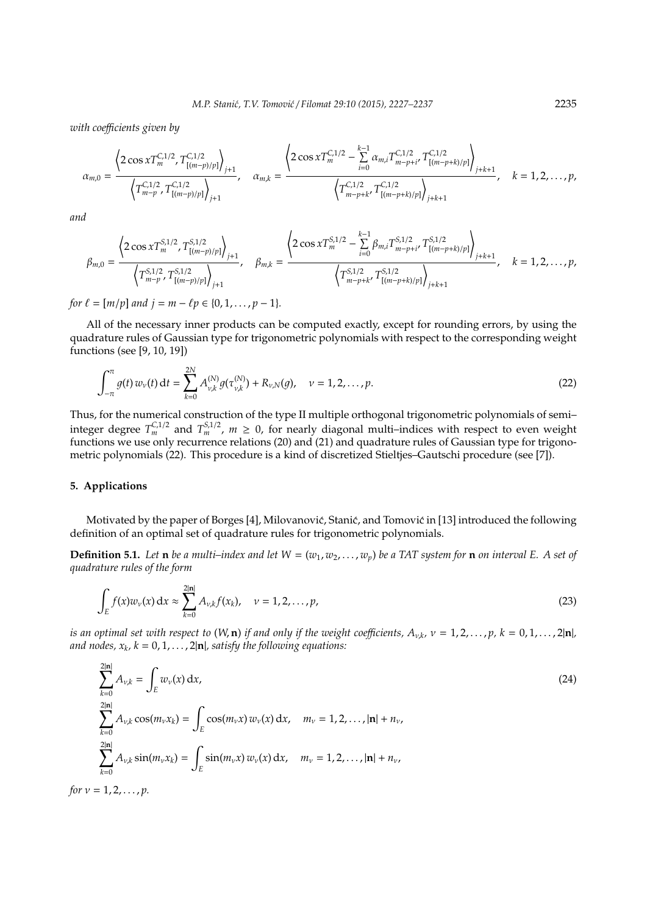*with coefficients given by*

$$
\alpha_{m,0} = \frac{\left\langle 2\cos x T_m^{C,1/2}, T_{[(m-p)/p]}^{C,1/2} \right\rangle_{j+1}}{\left\langle T_{m-p}^{C,1/2}, T_{[(m-p)/p]}^{C,1/2} \right\rangle_{j+1}}, \quad \alpha_{m,k} = \frac{\left\langle 2\cos x T_m^{C,1/2} - \sum\limits_{i=0}^{k-1} \alpha_{m,i} T_{m-p+i}^{C,1/2}, T_{[(m-p+k)/p]}^{C,1/2} \right\rangle_{j+k+1}}{\left\langle T_{m-p+k}^{C,1/2}, T_{[(m-p+k)/p]}^{C,1/2} \right\rangle_{j+k+1}}, \quad k = 1,2,\ldots,p,
$$

*and*

$$
\beta_{m,0} = \frac{\left\langle 2\cos x T_m^{S,1/2}, T_{[(m-p)/p]}^{S,1/2} \right\rangle_{j+1}}{\left\langle T_{m-p}^{S,1/2}, T_{[(m-p)/p]}^{S,1/2} \right\rangle_{j+1}}, \quad \beta_{m,k} = \frac{\left\langle 2\cos x T_m^{S,1/2} - \sum\limits_{i=0}^{k-1} \beta_{m,i} T_{m-p+i}^{S,1/2}, T_{[(m-p+k)/p]}^{S,1/2} \right\rangle_{j+k+1}}{\left\langle T_{m-p+k}^{S,1/2}, T_{[(m-p+k)/p]}^{S,1/2} \right\rangle_{j+k+1}}, \quad k = 1,2,\ldots,p,
$$

*for* $\ell = [m/p]$ *and* $j = m - \ell p \in \{0,1,\ldots,p-1\}$.

All of the necessary inner products can be computed exactly, except for rounding errors, by using the quadrature rules of Gaussian type for trigonometric polynomials with respect to the corresponding weight functions (see [9, 10, 19])

$$
\int_{-\pi}^{\pi} g(t)\, w_\nu(t)\, \mathrm{d}t = \sum_{k=0}^{2N} A_{\nu,k}^{(N)} g(\tau_{\nu,k}^{(N)}) + R_{\nu,N}(g), \quad \nu = 1,2,\ldots,p. \tag{22}
$$

Thus, for the numerical construction of the type II multiple orthogonal trigonometric polynomials of semi–integer degree $T_m^{C,1/2}$ and $T_m^{S,1/2}$, $m \geq 0$, for nearly diagonal multi–indices with respect to even weight functions we use only recurrence relations (20) and (21) and quadrature rules of Gaussian type for trigonometric polynomials (22). This procedure is a kind of discretized Stieltjes–Gautschi procedure (see [7]).

## 5. Applications

Motivated by the paper of Borges [4], Milovanović, Stanić, and Tomović in [13] introduced the following definition of an optimal set of quadrature rules for trigonometric polynomials.

**Definition 5.1.** *Let* $\mathbf{n}$ *be a multi–index and let* $W = (w_1, w_2, \ldots, w_p)$ *be a TAT system for* $\mathbf{n}$ *on interval* $E$. *A set of quadrature rules of the form*

$$
\int_E f(x) w_\nu(x)\, \mathrm{d}x \approx \sum_{k=0}^{2|\mathbf{n}|} A_{\nu,k} f(x_k), \quad \nu = 1,2,\ldots,p, \tag{23}
$$

*is an optimal set with respect to* $(W, \mathbf{n})$ *if and only if the weight coefficients,* $A_{\nu,k}$, $\nu = 1,2,\ldots,p$, $k = 0,1,\ldots,2|\mathbf{n}|$, *and nodes,* $x_k$, $k = 0,1,\ldots,2|\mathbf{n}|$, *satisfy the following equations:*

$$
\begin{aligned}
&\sum_{k=0}^{2|\mathbf{n}|} A_{\nu,k} = \int_E w_\nu(x)\, \mathrm{d}x, \\
&\sum_{k=0}^{2|\mathbf{n}|} A_{\nu,k} \cos(m_\nu x_k) = \int_E \cos(m_\nu x)\, w_\nu(x)\, \mathrm{d}x, \quad m_\nu = 1,2,\ldots,|\mathbf{n}| + n_\nu, \\
&\sum_{k=0}^{2|\mathbf{n}|} A_{\nu,k} \sin(m_\nu x_k) = \int_E \sin(m_\nu x)\, w_\nu(x)\, \mathrm{d}x, \quad m_\nu = 1,2,\ldots,|\mathbf{n}| + n_\nu,
\end{aligned} \tag{24}
$$

*for* $\nu = 1,2,\ldots,p$.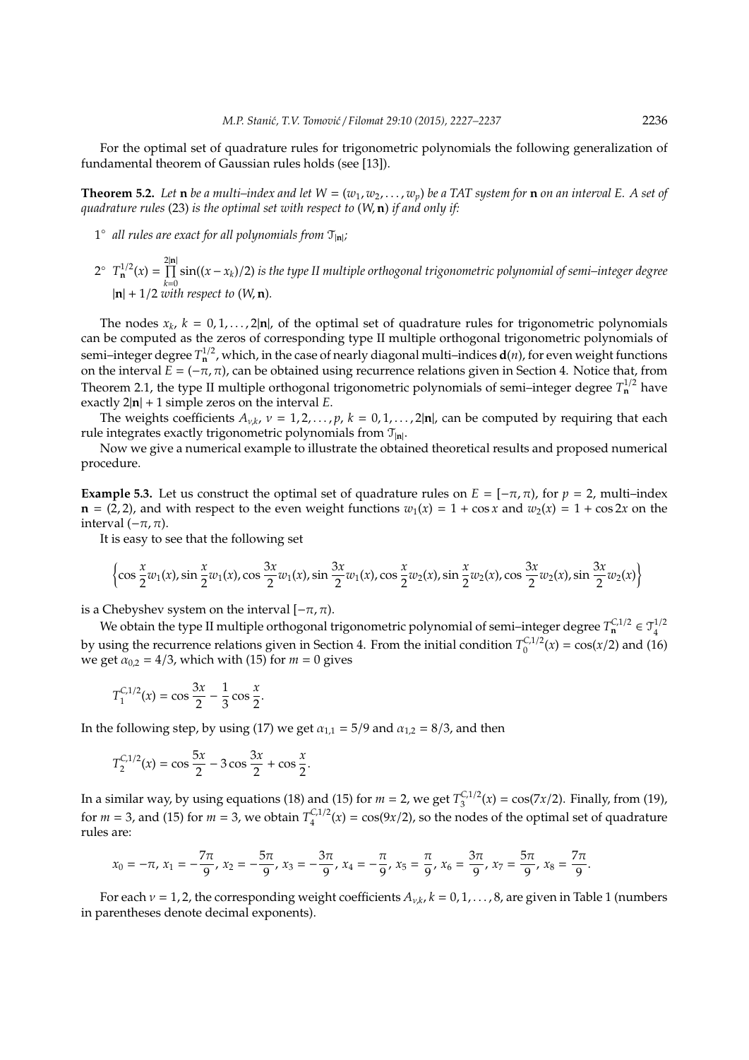For the optimal set of quadrature rules for trigonometric polynomials the following generalization of fundamental theorem of Gaussian rules holds (see [13]).

**Theorem 5.2.** *Let* $\mathbf{n}$ *be a multi–index and let* $W = (w_1, w_2, \ldots, w_p)$ *be a TAT system for* $\mathbf{n}$ *on an interval* $E$*. A set of quadrature rules* (23) *is the optimal set with respect to* $(W, \mathbf{n})$ *if and only if:*

$1^\circ$ *all rules are exact for all polynomials from* $\mathcal{T}_{|\mathbf{n}|}$*;*

$2^\circ$ $T_{\mathbf{n}}^{1/2}(x) = \prod_{k=0}^{2|\mathbf{n}|} \sin((x - x_k)/2)$ *is the type II multiple orthogonal trigonometric polynomial of semi–integer degree* $|\mathbf{n}| + 1/2$ *with respect to* $(W, \mathbf{n})$*.*

The nodes $x_k$, $k = 0, 1, \ldots, 2|\mathbf{n}|$, of the optimal set of quadrature rules for trigonometric polynomials can be computed as the zeros of corresponding type II multiple orthogonal trigonometric polynomials of semi–integer degree $T_{\mathbf{n}}^{1/2}$, which, in the case of nearly diagonal multi–indices $\mathbf{d}(n)$, for even weight functions on the interval $E = (-\pi, \pi)$, can be obtained using recurrence relations given in Section 4. Notice that, from Theorem 2.1, the type II multiple orthogonal trigonometric polynomials of semi–integer degree $T_{\mathbf{n}}^{1/2}$ have exactly $2|\mathbf{n}| + 1$ simple zeros on the interval $E$.

The weights coefficients $A_{\nu,k}$, $\nu = 1, 2, \ldots, p$, $k = 0, 1, \ldots, 2|\mathbf{n}|$, can be computed by requiring that each rule integrates exactly trigonometric polynomials from $\mathcal{T}_{|\mathbf{n}|}$.

Now we give a numerical example to illustrate the obtained theoretical results and proposed numerical procedure.

**Example 5.3.** Let us construct the optimal set of quadrature rules on $E = [-\pi, \pi)$, for $p = 2$, multi–index $\mathbf{n} = (2, 2)$, and with respect to the even weight functions $w_1(x) = 1 + \cos x$ and $w_2(x) = 1 + \cos 2x$ on the interval $(-\pi, \pi)$.

It is easy to see that the following set

$$\left\{\cos\frac{x}{2}w_1(x), \sin\frac{x}{2}w_1(x), \cos\frac{3x}{2}w_1(x), \sin\frac{3x}{2}w_1(x), \cos\frac{x}{2}w_2(x), \sin\frac{x}{2}w_2(x), \cos\frac{3x}{2}w_2(x), \sin\frac{3x}{2}w_2(x)\right\}$$

is a Chebyshev system on the interval $[-\pi, \pi)$.

We obtain the type II multiple orthogonal trigonometric polynomial of semi–integer degree $T_{\mathbf{n}}^{C,1/2} \in \mathcal{T}_4^{1/2}$ by using the recurrence relations given in Section 4. From the initial condition $T_0^{C,1/2}(x) = \cos(x/2)$ and (16) we get $\alpha_{0,2} = 4/3$, which with (15) for $m = 0$ gives

$$T_1^{C,1/2}(x) = \cos\frac{3x}{2} - \frac{1}{3}\cos\frac{x}{2}.$$

In the following step, by using (17) we get $\alpha_{1,1} = 5/9$ and $\alpha_{1,2} = 8/3$, and then

$$T_2^{C,1/2}(x) = \cos\frac{5x}{2} - 3\cos\frac{3x}{2} + \cos\frac{x}{2}.$$

In a similar way, by using equations (18) and (15) for $m = 2$, we get $T_3^{C,1/2}(x) = \cos(7x/2)$. Finally, from (19), for $m = 3$, and (15) for $m = 3$, we obtain $T_4^{C,1/2}(x) = \cos(9x/2)$, so the nodes of the optimal set of quadrature rules are:

$$x_0 = -\pi,\ x_1 = -\frac{7\pi}{9},\ x_2 = -\frac{5\pi}{9},\ x_3 = -\frac{3\pi}{9},\ x_4 = -\frac{\pi}{9},\ x_5 = \frac{\pi}{9},\ x_6 = \frac{3\pi}{9},\ x_7 = \frac{5\pi}{9},\ x_8 = \frac{7\pi}{9}.$$

For each $\nu = 1, 2$, the corresponding weight coefficients $A_{\nu,k}$, $k = 0, 1, \ldots, 8$, are given in Table 1 (numbers in parentheses denote decimal exponents).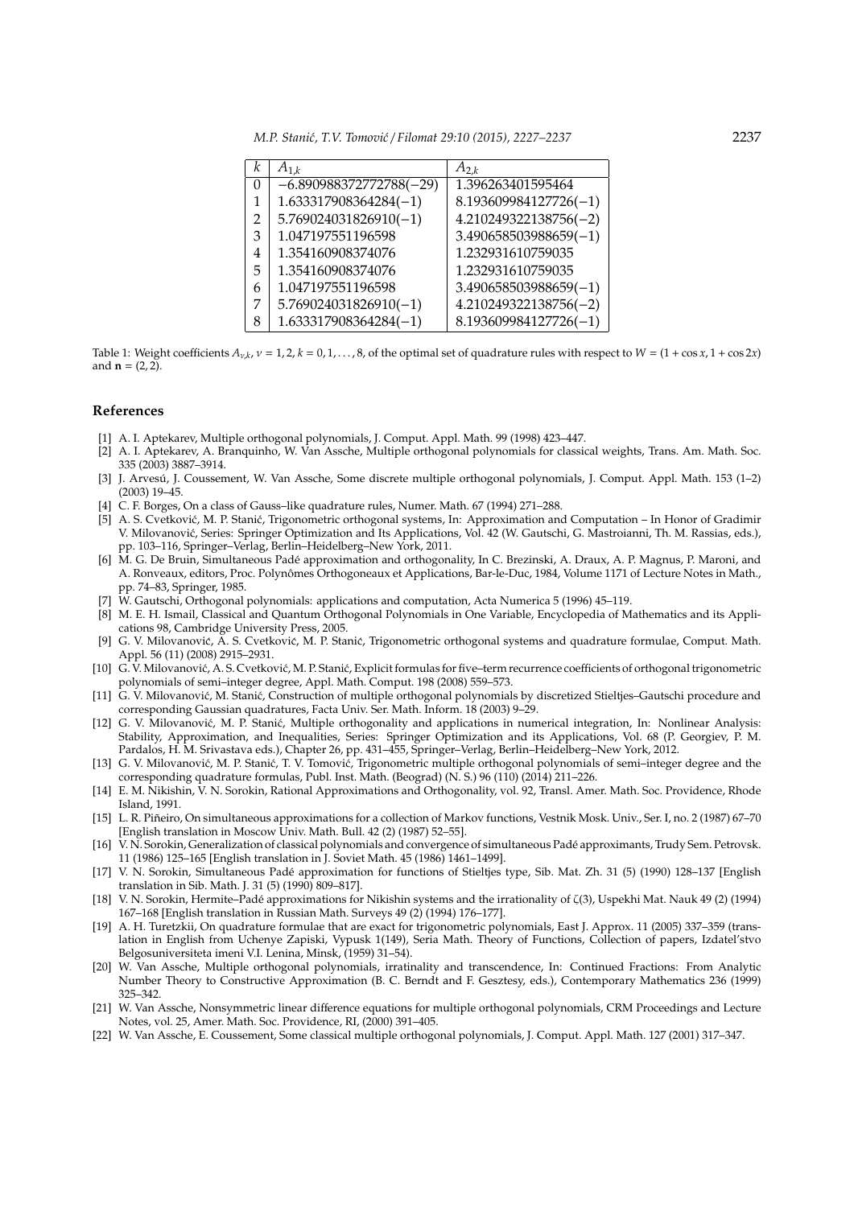| $k$ | $A_{1,k}$ | $A_{2,k}$ |
|---|---|---|
| 0 | $-6.890988372772788(-29)$ | 1.396263401595464 |
| 1 | $1.633317908364284(-1)$ | $8.193609984127726(-1)$ |
| 2 | $5.769024031826910(-1)$ | $4.210249322138756(-2)$ |
| 3 | 1.047197551196598 | $3.490658503988659(-1)$ |
| 4 | 1.354160908374076 | 1.232931610759035 |
| 5 | 1.354160908374076 | 1.232931610759035 |
| 6 | 1.047197551196598 | $3.490658503988659(-1)$ |
| 7 | $5.769024031826910(-1)$ | $4.210249322138756(-2)$ |
| 8 | $1.633317908364284(-1)$ | $8.193609984127726(-1)$ |

Table 1: Weight coefficients $A_{\nu,k}$, $\nu = 1, 2$, $k = 0, 1, \ldots, 8$, of the optimal set of quadrature rules with respect to $W = (1 + \cos x, 1 + \cos 2x)$ and $\mathbf{n} = (2, 2)$.

## References

[1] A. I. Aptekarev, Multiple orthogonal polynomials, J. Comput. Appl. Math. 99 (1998) 423–447.

[2] A. I. Aptekarev, A. Branquinho, W. Van Assche, Multiple orthogonal polynomials for classical weights, Trans. Am. Math. Soc. 335 (2003) 3887–3914.

[3] J. Arvesú, J. Coussement, W. Van Assche, Some discrete multiple orthogonal polynomials, J. Comput. Appl. Math. 153 (1–2) (2003) 19–45.

[4] C. F. Borges, On a class of Gauss–like quadrature rules, Numer. Math. 67 (1994) 271–288.

[5] A. S. Cvetković, M. P. Stanić, Trigonometric orthogonal systems, In: Approximation and Computation – In Honor of Gradimir V. Milovanović, Series: Springer Optimization and Its Applications, Vol. 42 (W. Gautschi, G. Mastroianni, Th. M. Rassias, eds.), pp. 103–116, Springer–Verlag, Berlin–Heidelberg–New York, 2011.

[6] M. G. De Bruin, Simultaneous Padé approximation and orthogonality, In C. Brezinski, A. Draux, A. P. Magnus, P. Maroni, and A. Ronveaux, editors, Proc. Polynômes Orthogoneaux et Applications, Bar-le-Duc, 1984, Volume 1171 of Lecture Notes in Math., pp. 74–83, Springer, 1985.

[7] W. Gautschi, Orthogonal polynomials: applications and computation, Acta Numerica 5 (1996) 45–119.

[8] M. E. H. Ismail, Classical and Quantum Orthogonal Polynomials in One Variable, Encyclopedia of Mathematics and its Applications 98, Cambridge University Press, 2005.

[9] G. V. Milovanović, A. S. Cvetković, M. P. Stanić, Trigonometric orthogonal systems and quadrature formulae, Comput. Math. Appl. 56 (11) (2008) 2915–2931.

[10] G. V. Milovanović, A. S. Cvetković, M. P. Stanić, Explicit formulas for five–term recurrence coefficients of orthogonal trigonometric polynomials of semi–integer degree, Appl. Math. Comput. 198 (2008) 559–573.

[11] G. V. Milovanović, M. Stanić, Construction of multiple orthogonal polynomials by discretized Stieltjes–Gautschi procedure and corresponding Gaussian quadratures, Facta Univ. Ser. Math. Inform. 18 (2003) 9–29.

[12] G. V. Milovanović, M. P. Stanić, Multiple orthogonality and applications in numerical integration, In: Nonlinear Analysis: Stability, Approximation, and Inequalities, Series: Springer Optimization and its Applications, Vol. 68 (P. Georgiev, P. M. Pardalos, H. M. Srivastava eds.), Chapter 26, pp. 431–455, Springer–Verlag, Berlin–Heidelberg–New York, 2012.

[13] G. V. Milovanović, M. P. Stanić, T. V. Tomović, Trigonometric multiple orthogonal polynomials of semi–integer degree and the corresponding quadrature formulas, Publ. Inst. Math. (Beograd) (N. S.) 96 (110) (2014) 211–226.

[14] E. M. Nikishin, V. N. Sorokin, Rational Approximations and Orthogonality, vol. 92, Transl. Amer. Math. Soc. Providence, Rhode Island, 1991.

[15] L. R. Piñeiro, On simultaneous approximations for a collection of Markov functions, Vestnik Mosk. Univ., Ser. I, no. 2 (1987) 67–70 [English translation in Moscow Univ. Math. Bull. 42 (2) (1987) 52–55].

[16] V. N. Sorokin, Generalization of classical polynomials and convergence of simultaneous Padé approximants, Trudy Sem. Petrovsk. 11 (1986) 125–165 [English translation in J. Soviet Math. 45 (1986) 1461–1499].

[17] V. N. Sorokin, Simultaneous Padé approximation for functions of Stieltjes type, Sib. Mat. Zh. 31 (5) (1990) 128–137 [English translation in Sib. Math. J. 31 (5) (1990) 809–817].

[18] V. N. Sorokin, Hermite–Padé approximations for Nikishin systems and the irrationality of $\zeta(3)$, Uspekhi Mat. Nauk 49 (2) (1994) 167–168 [English translation in Russian Math. Surveys 49 (2) (1994) 176–177].

[19] A. H. Turetzkii, On quadrature formulae that are exact for trigonometric polynomials, East J. Approx. 11 (2005) 337–359 (translation in English from Uchenye Zapiski, Vypusk 1(149), Seria Math. Theory of Functions, Collection of papers, Izdatel'stvo Belgosuniversiteta imeni V.I. Lenina, Minsk, (1959) 31–54).

[20] W. Van Assche, Multiple orthogonal polynomials, irratinality and transcendence, In: Continued Fractions: From Analytic Number Theory to Constructive Approximation (B. C. Berndt and F. Gesztesy, eds.), Contemporary Mathematics 236 (1999) 325–342.

[21] W. Van Assche, Nonsymmetric linear difference equations for multiple orthogonal polynomials, CRM Proceedings and Lecture Notes, vol. 25, Amer. Math. Soc. Providence, RI, (2000) 391–405.

[22] W. Van Assche, E. Coussement, Some classical multiple orthogonal polynomials, J. Comput. Appl. Math. 127 (2001) 317–347.